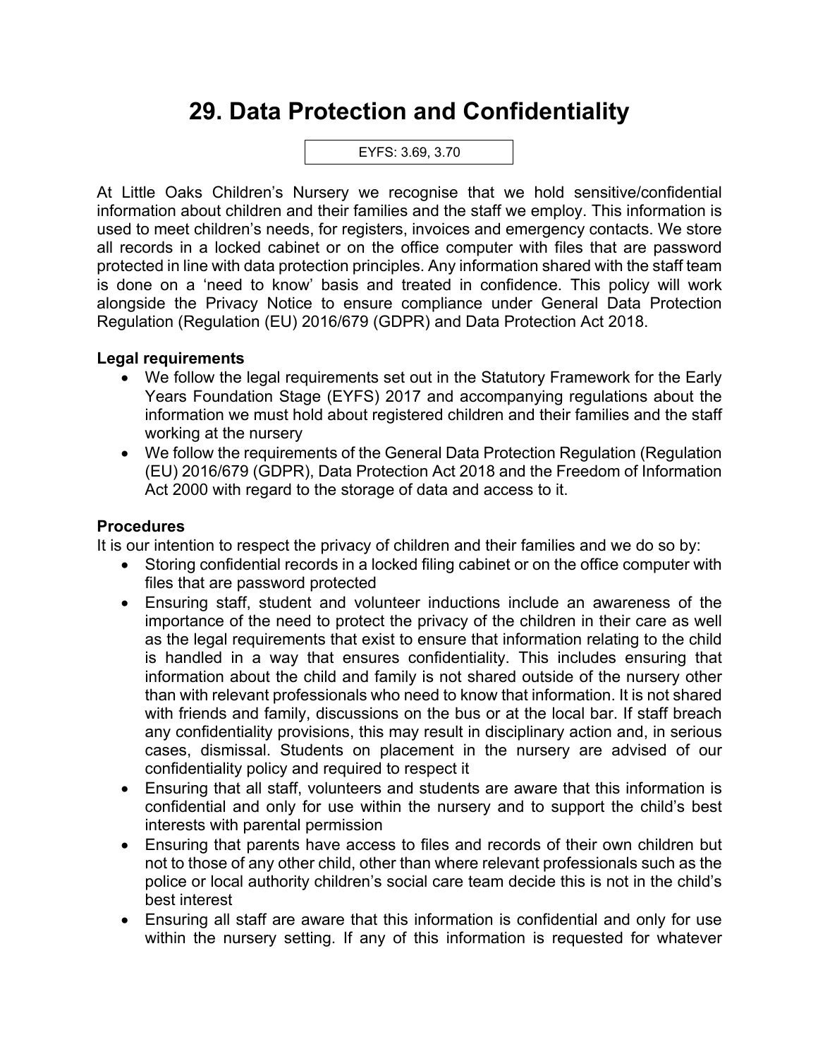# 29. Data Protection and Confidentiality

EYFS: 3.69, 3.70

At Little Oaks Children's Nursery we recognise that we hold sensitive/confidential information about children and their families and the staff we employ. This information is used to meet children's needs, for registers, invoices and emergency contacts. We store all records in a locked cabinet or on the office computer with files that are password protected in line with data protection principles. Any information shared with the staff team is done on a 'need to know' basis and treated in confidence. This policy will work alongside the Privacy Notice to ensure compliance under General Data Protection Regulation (Regulation (EU) 2016/679 (GDPR) and Data Protection Act 2018.

**Legal requirements**

- We follow the legal requirements set out in the Statutory Framework for the Early Years Foundation Stage (EYFS) 2017 and accompanying regulations about the information we must hold about registered children and their families and the staff working at the nursery
- We follow the requirements of the General Data Protection Regulation (Regulation (EU) 2016/679 (GDPR), Data Protection Act 2018 and the Freedom of Information Act 2000 with regard to the storage of data and access to it.

**Procedures**

It is our intention to respect the privacy of children and their families and we do so by:

- Storing confidential records in a locked filing cabinet or on the office computer with files that are password protected
- Ensuring staff, student and volunteer inductions include an awareness of the importance of the need to protect the privacy of the children in their care as well as the legal requirements that exist to ensure that information relating to the child is handled in a way that ensures confidentiality. This includes ensuring that information about the child and family is not shared outside of the nursery other than with relevant professionals who need to know that information. It is not shared with friends and family, discussions on the bus or at the local bar. If staff breach any confidentiality provisions, this may result in disciplinary action and, in serious cases, dismissal. Students on placement in the nursery are advised of our confidentiality policy and required to respect it
- Ensuring that all staff, volunteers and students are aware that this information is confidential and only for use within the nursery and to support the child's best interests with parental permission
- Ensuring that parents have access to files and records of their own children but not to those of any other child, other than where relevant professionals such as the police or local authority children's social care team decide this is not in the child's best interest
- Ensuring all staff are aware that this information is confidential and only for use within the nursery setting. If any of this information is requested for whatever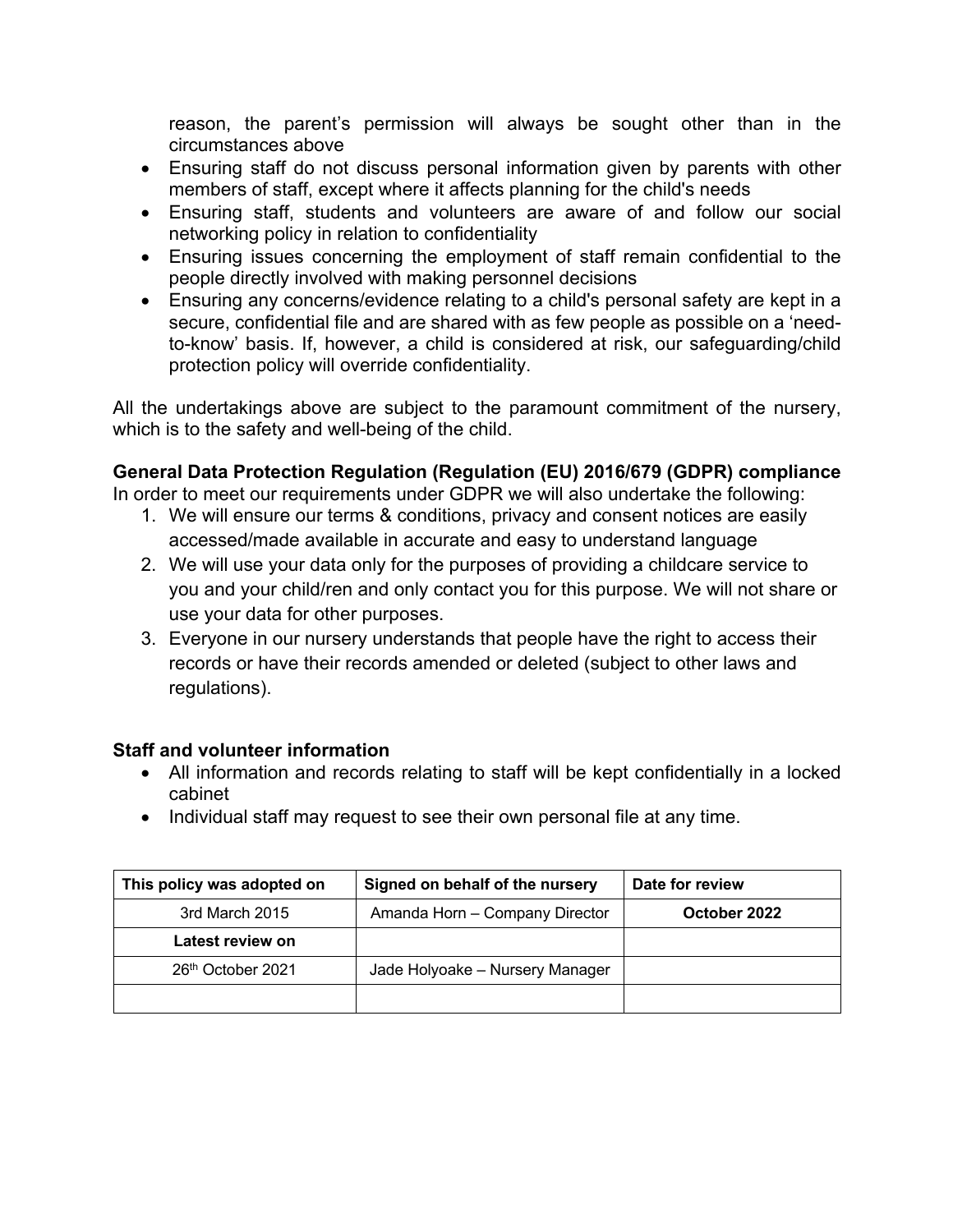reason, the parent's permission will always be sought other than in the circumstances above

- Ensuring staff do not discuss personal information given by parents with other members of staff, except where it affects planning for the child's needs
- Ensuring staff, students and volunteers are aware of and follow our social networking policy in relation to confidentiality
- Ensuring issues concerning the employment of staff remain confidential to the people directly involved with making personnel decisions
- Ensuring any concerns/evidence relating to a child's personal safety are kept in a secure, confidential file and are shared with as few people as possible on a 'need-to-know' basis. If, however, a child is considered at risk, our safeguarding/child protection policy will override confidentiality.

All the undertakings above are subject to the paramount commitment of the nursery, which is to the safety and well-being of the child.

**General Data Protection Regulation (Regulation (EU) 2016/679 (GDPR) compliance**

In order to meet our requirements under GDPR we will also undertake the following:

1. We will ensure our terms & conditions, privacy and consent notices are easily accessed/made available in accurate and easy to understand language
2. We will use your data only for the purposes of providing a childcare service to you and your child/ren and only contact you for this purpose. We will not share or use your data for other purposes.
3. Everyone in our nursery understands that people have the right to access their records or have their records amended or deleted (subject to other laws and regulations).

**Staff and volunteer information**

- All information and records relating to staff will be kept confidentially in a locked cabinet
- Individual staff may request to see their own personal file at any time.

| This policy was adopted on | Signed on behalf of the nursery | Date for review |
| --- | --- | --- |
| 3rd March 2015 | Amanda Horn – Company Director | **October 2022** |
| **Latest review on** | | |
| 26th October 2021 | Jade Holyoake – Nursery Manager | |
| | | |